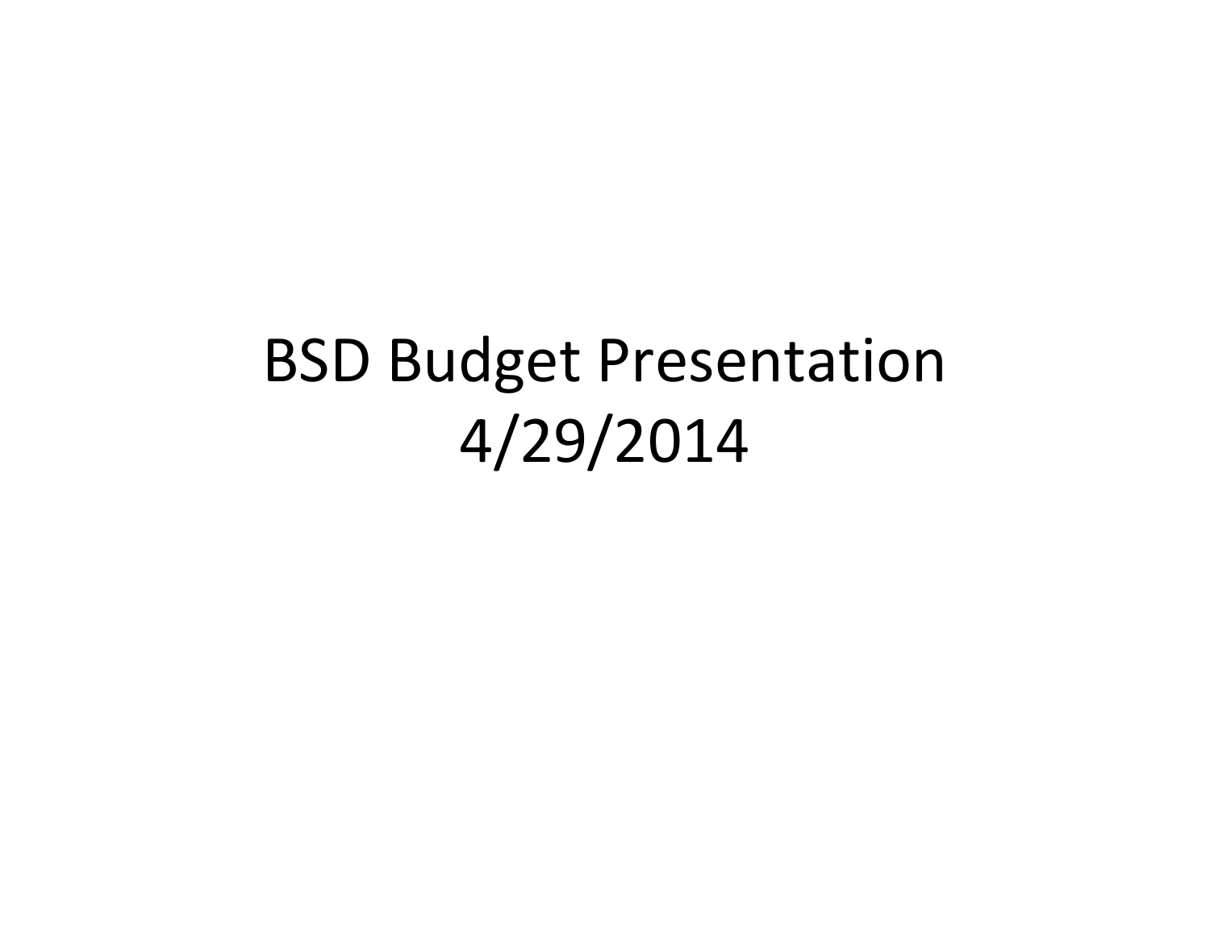# BSD Budget Presentation
# 4/29/2014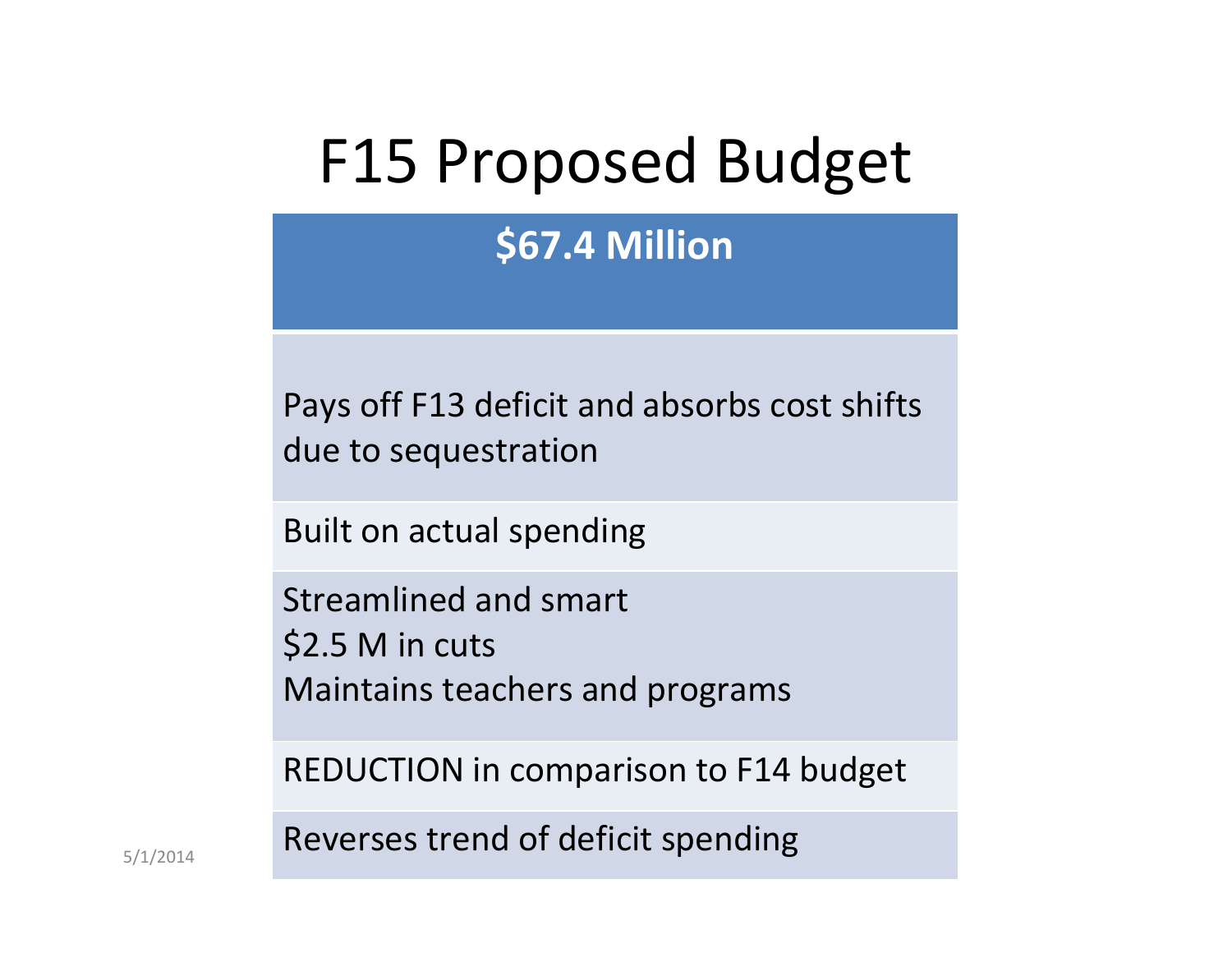# F15 Proposed Budget

| $67.4 Million |
| --- |
| Pays off F13 deficit and absorbs cost shifts due to sequestration |
| Built on actual spending |
| Streamlined and smart<br>$2.5 M in cuts<br>Maintains teachers and programs |
| REDUCTION in comparison to F14 budget |
| Reverses trend of deficit spending |

5/1/2014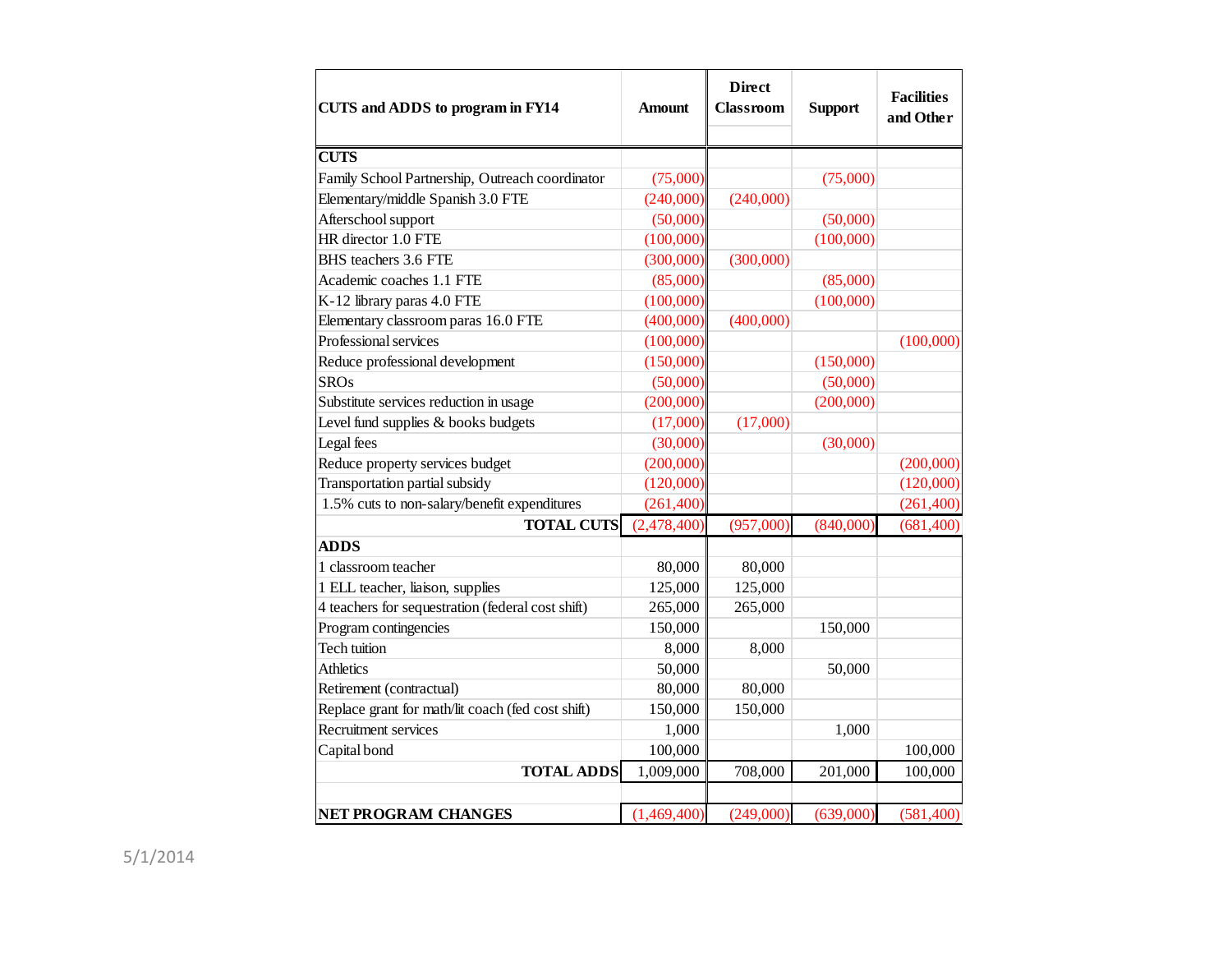| CUTS and ADDS to program in FY14 | Amount | Direct Classroom | Support | Facilities and Other |
|---|---|---|---|---|
| **CUTS** | | | | |
| Family School Partnership, Outreach coordinator | (75,000) | | (75,000) | |
| Elementary/middle Spanish 3.0 FTE | (240,000) | (240,000) | | |
| Afterschool support | (50,000) | | (50,000) | |
| HR director 1.0 FTE | (100,000) | | (100,000) | |
| BHS teachers 3.6 FTE | (300,000) | (300,000) | | |
| Academic coaches 1.1 FTE | (85,000) | | (85,000) | |
| K-12 library paras 4.0 FTE | (100,000) | | (100,000) | |
| Elementary classroom paras 16.0 FTE | (400,000) | (400,000) | | |
| Professional services | (100,000) | | | (100,000) |
| Reduce professional development | (150,000) | | (150,000) | |
| SROs | (50,000) | | (50,000) | |
| Substitute services reduction in usage | (200,000) | | (200,000) | |
| Level fund supplies & books budgets | (17,000) | (17,000) | | |
| Legal fees | (30,000) | | (30,000) | |
| Reduce property services budget | (200,000) | | | (200,000) |
| Transportation partial subsidy | (120,000) | | | (120,000) |
| 1.5% cuts to non-salary/benefit expenditures | (261,400) | | | (261,400) |
| **TOTAL CUTS** | (2,478,400) | (957,000) | (840,000) | (681,400) |
| **ADDS** | | | | |
| 1 classroom teacher | 80,000 | 80,000 | | |
| 1 ELL teacher, liaison, supplies | 125,000 | 125,000 | | |
| 4 teachers for sequestration (federal cost shift) | 265,000 | 265,000 | | |
| Program contingencies | 150,000 | | 150,000 | |
| Tech tuition | 8,000 | 8,000 | | |
| Athletics | 50,000 | | 50,000 | |
| Retirement (contractual) | 80,000 | 80,000 | | |
| Replace grant for math/lit coach (fed cost shift) | 150,000 | 150,000 | | |
| Recruitment services | 1,000 | | 1,000 | |
| Capital bond | 100,000 | | | 100,000 |
| **TOTAL ADDS** | 1,009,000 | 708,000 | 201,000 | 100,000 |
| | | | | |
| **NET PROGRAM CHANGES** | (1,469,400) | (249,000) | (639,000) | (581,400) |

5/1/2014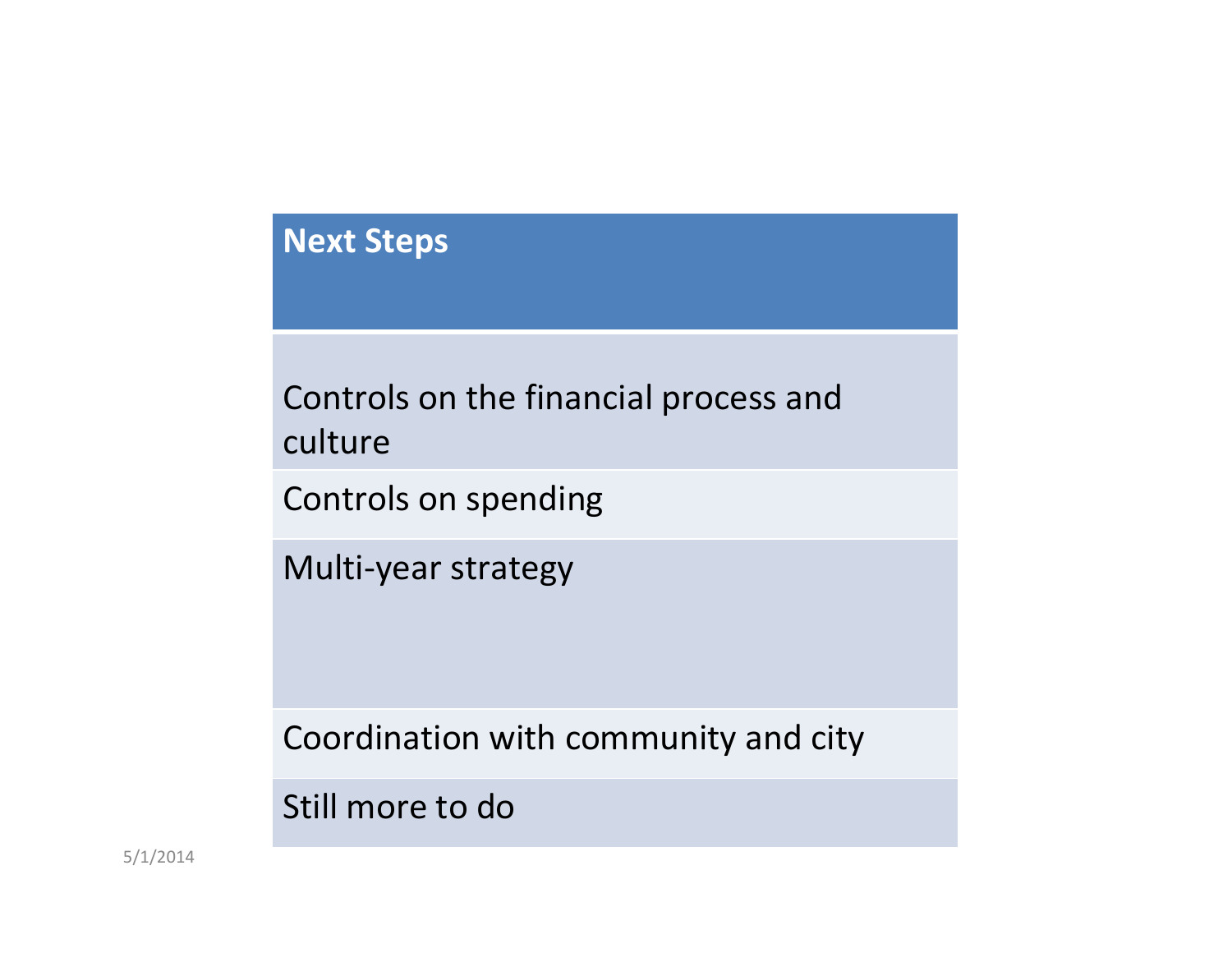## Next Steps

- Controls on the financial process and culture
- Controls on spending
- Multi-year strategy
- Coordination with community and city
- Still more to do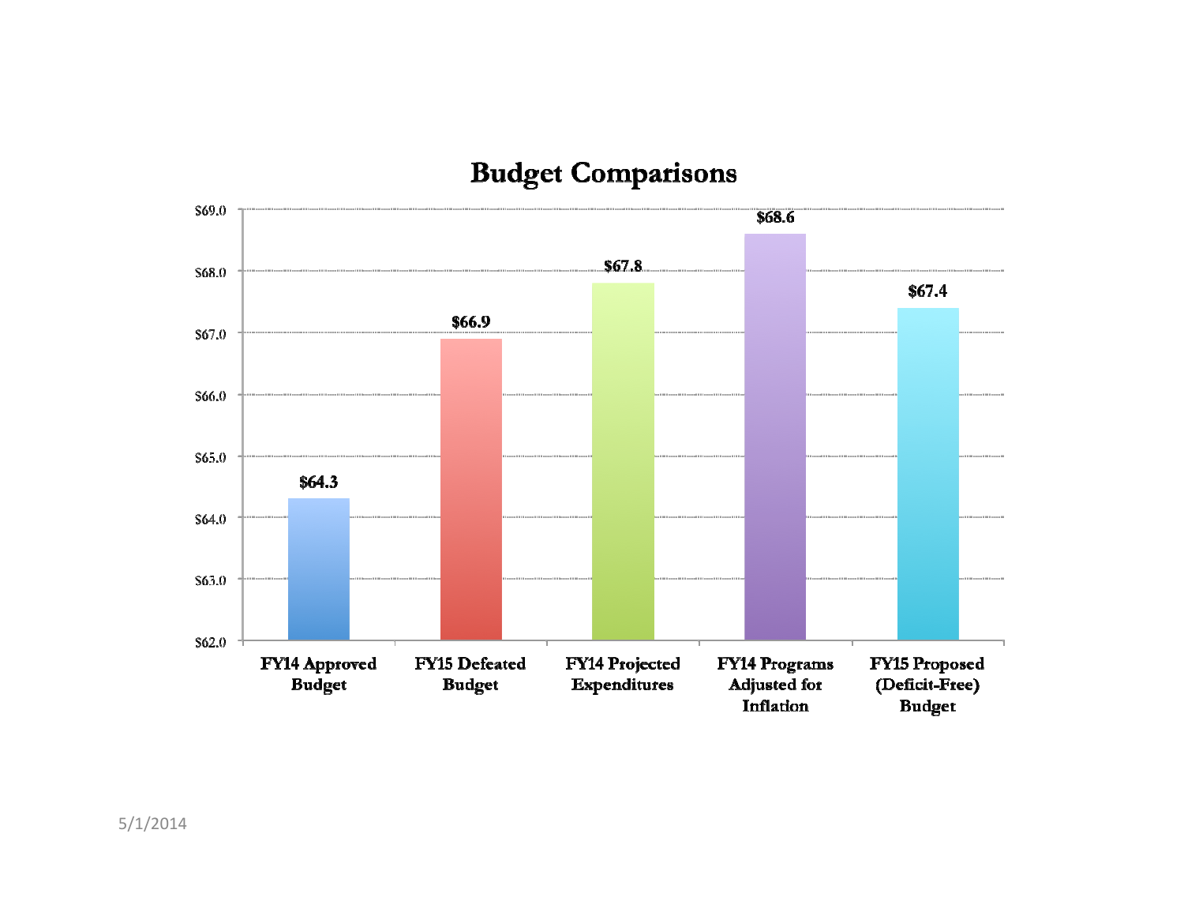# Budget Comparisons

$69.0
$68.0
$67.0
$66.0
$65.0
$64.0
$63.0
$62.0

$64.3
$66.9
$67.8
$68.6
$67.4

FY14 Approved Budget
FY15 Defeated Budget
FY14 Projected Expenditures
FY14 Programs Adjusted for Inflation
FY15 Proposed (Deficit-Free) Budget

5/1/2014